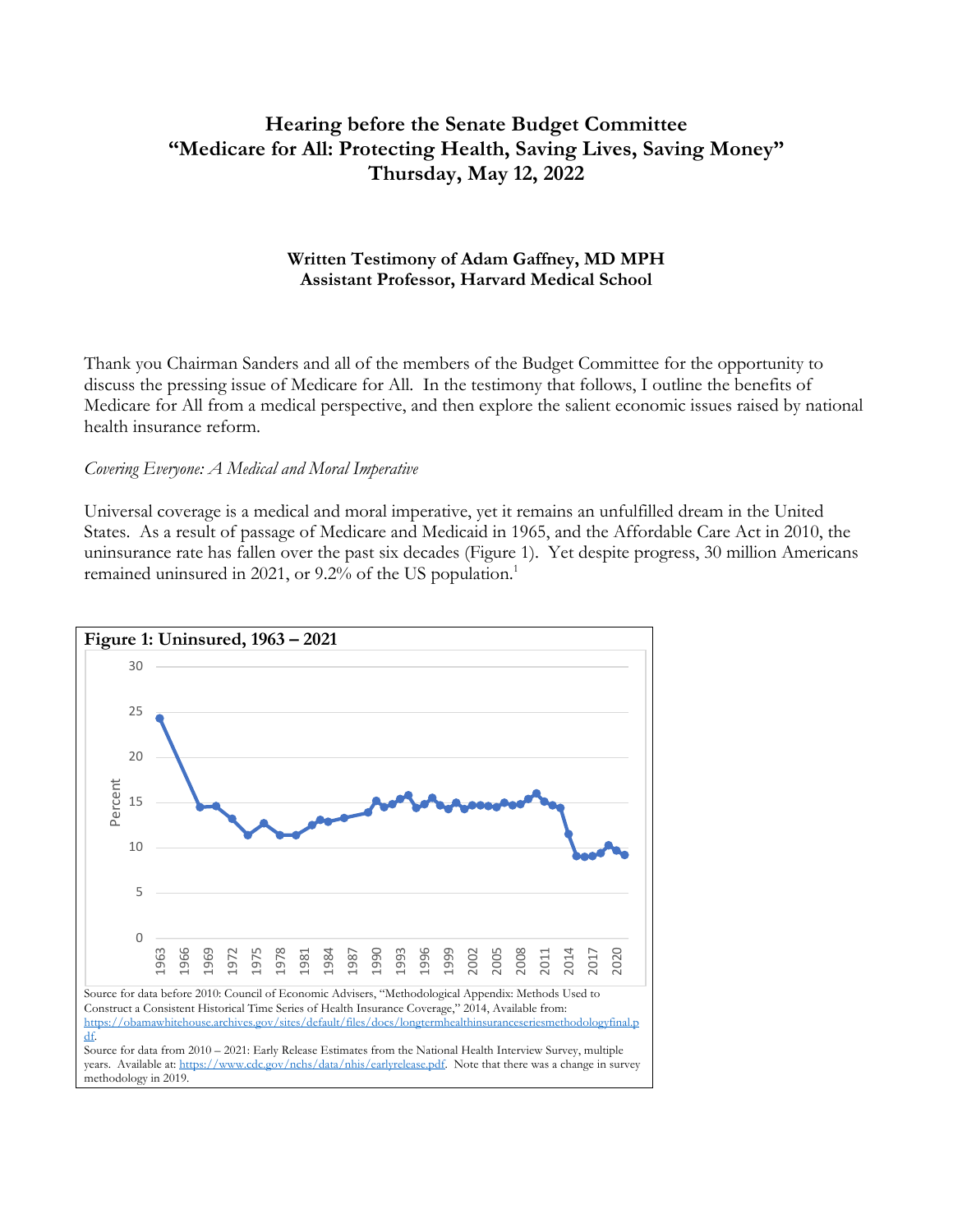# Hearing before the Senate Budget Committee
# "Medicare for All: Protecting Health, Saving Lives, Saving Money"
# Thursday, May 12, 2022

**Written Testimony of Adam Gaffney, MD MPH**
**Assistant Professor, Harvard Medical School**

Thank you Chairman Sanders and all of the members of the Budget Committee for the opportunity to discuss the pressing issue of Medicare for All. In the testimony that follows, I outline the benefits of Medicare for All from a medical perspective, and then explore the salient economic issues raised by national health insurance reform.

*Covering Everyone: A Medical and Moral Imperative*

Universal coverage is a medical and moral imperative, yet it remains an unfulfilled dream in the United States. As a result of passage of Medicare and Medicaid in 1965, and the Affordable Care Act in 2010, the uninsurance rate has fallen over the past six decades (Figure 1). Yet despite progress, 30 million Americans remained uninsured in 2021, or 9.2% of the US population.[1]

**Figure 1: Uninsured, 1963 – 2021**

Source for data before 2010: Council of Economic Advisers, "Methodological Appendix: Methods Used to Construct a Consistent Historical Time Series of Health Insurance Coverage," 2014, Available from: https://obamawhitehouse.archives.gov/sites/default/files/docs/longtermhealthinsuranceseriesmethodologyfinal.pdf.

Source for data from 2010 – 2021: Early Release Estimates from the National Health Interview Survey, multiple years. Available at: https://www.cdc.gov/nchs/data/nhis/earlyrelease.pdf. Note that there was a change in survey methodology in 2019.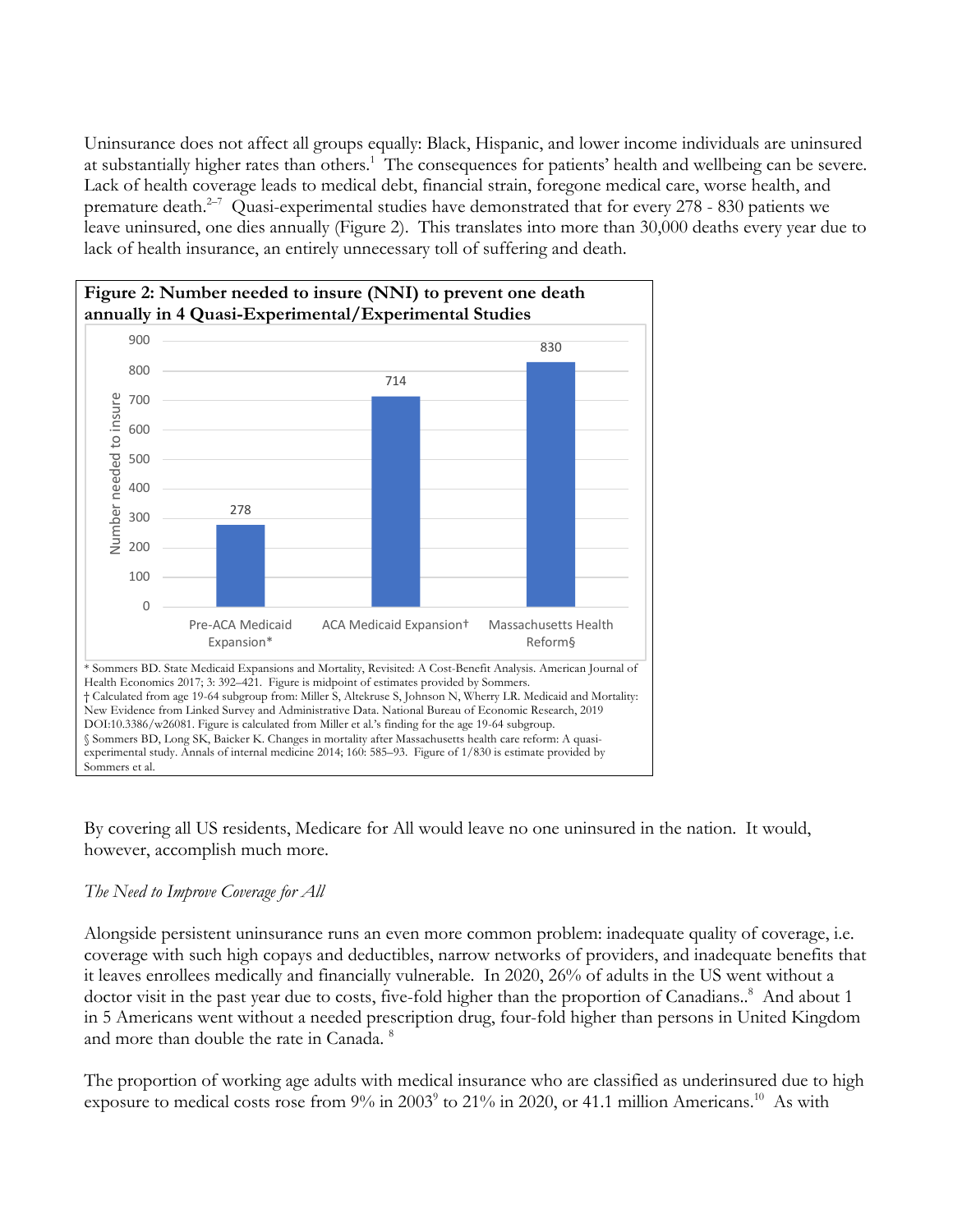Uninsurance does not affect all groups equally: Black, Hispanic, and lower income individuals are uninsured at substantially higher rates than others.[1] The consequences for patients' health and wellbeing can be severe. Lack of health coverage leads to medical debt, financial strain, foregone medical care, worse health, and premature death.[2–7] Quasi-experimental studies have demonstrated that for every 278 - 830 patients we leave uninsured, one dies annually (Figure 2). This translates into more than 30,000 deaths every year due to lack of health insurance, an entirely unnecessary toll of suffering and death.

**Figure 2: Number needed to insure (NNI) to prevent one death annually in 4 Quasi-Experimental/Experimental Studies**

| Study | Number needed to insure |
|---|---|
| Pre-ACA Medicaid Expansion* | 278 |
| ACA Medicaid Expansion† | 714 |
| Massachusetts Health Reform§ | 830 |

\* Sommers BD. State Medicaid Expansions and Mortality, Revisited: A Cost-Benefit Analysis. American Journal of Health Economics 2017; 3: 392–421. Figure is midpoint of estimates provided by Sommers.
† Calculated from age 19-64 subgroup from: Miller S, Altekruse S, Johnson N, Wherry LR. Medicaid and Mortality: New Evidence from Linked Survey and Administrative Data. National Bureau of Economic Research, 2019 DOI:10.3386/w26081. Figure is calculated from Miller et al.'s finding for the age 19-64 subgroup.
§ Sommers BD, Long SK, Baicker K. Changes in mortality after Massachusetts health care reform: A quasi-experimental study. Annals of internal medicine 2014; 160: 585–93. Figure of 1/830 is estimate provided by Sommers et al.

By covering all US residents, Medicare for All would leave no one uninsured in the nation. It would, however, accomplish much more.

*The Need to Improve Coverage for All*

Alongside persistent uninsurance runs an even more common problem: inadequate quality of coverage, i.e. coverage with such high copays and deductibles, narrow networks of providers, and inadequate benefits that it leaves enrollees medically and financially vulnerable. In 2020, 26% of adults in the US went without a doctor visit in the past year due to costs, five-fold higher than the proportion of Canadians..[8] And about 1 in 5 Americans went without a needed prescription drug, four-fold higher than persons in United Kingdom and more than double the rate in Canada. [8]

The proportion of working age adults with medical insurance who are classified as underinsured due to high exposure to medical costs rose from 9% in 2003[9] to 21% in 2020, or 41.1 million Americans.[10] As with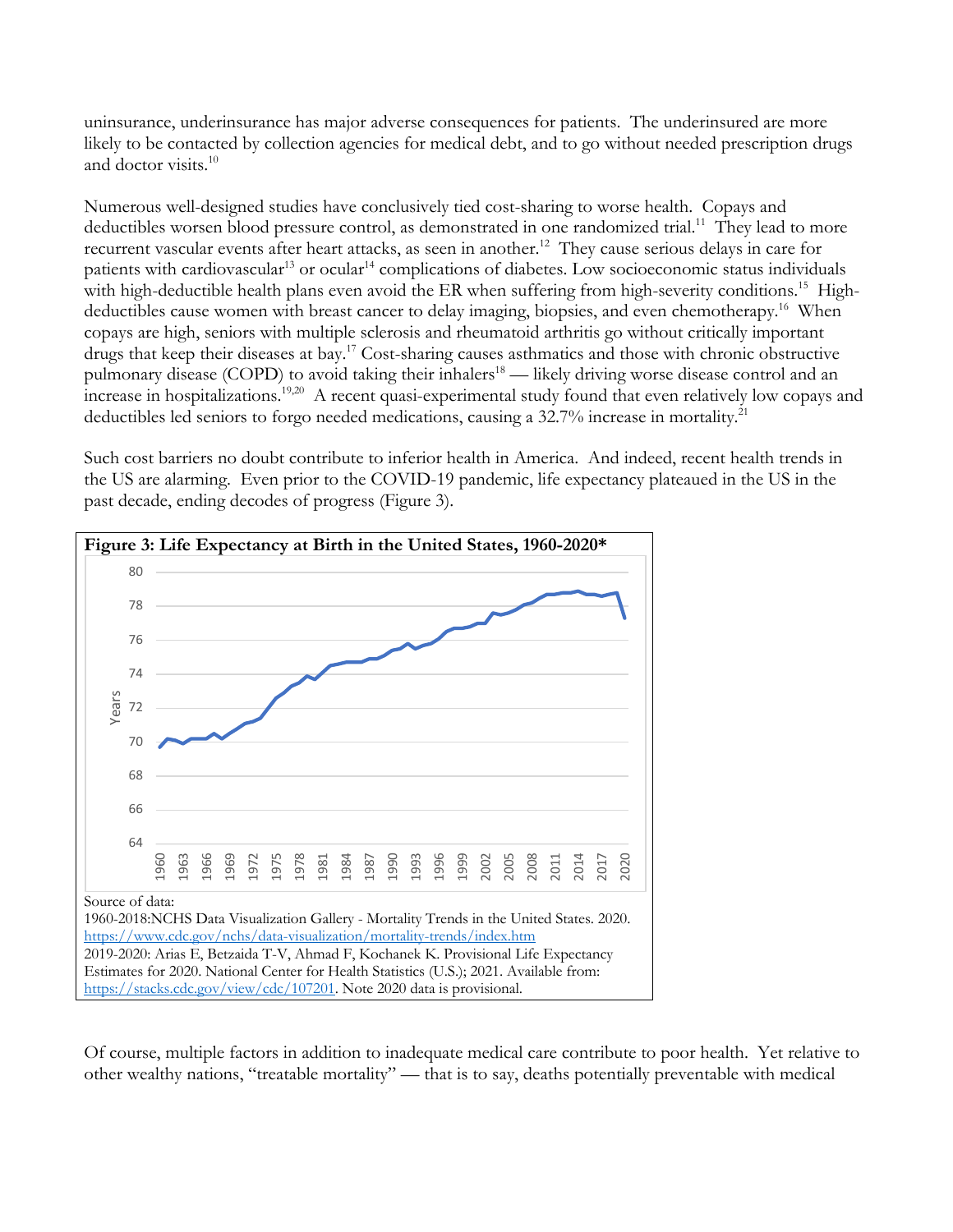uninsurance, underinsurance has major adverse consequences for patients. The underinsured are more likely to be contacted by collection agencies for medical debt, and to go without needed prescription drugs and doctor visits.[10]

Numerous well-designed studies have conclusively tied cost-sharing to worse health. Copays and deductibles worsen blood pressure control, as demonstrated in one randomized trial.[11] They lead to more recurrent vascular events after heart attacks, as seen in another.[12] They cause serious delays in care for patients with cardiovascular[13] or ocular[14] complications of diabetes. Low socioeconomic status individuals with high-deductible health plans even avoid the ER when suffering from high-severity conditions.[15] High-deductibles cause women with breast cancer to delay imaging, biopsies, and even chemotherapy.[16] When copays are high, seniors with multiple sclerosis and rheumatoid arthritis go without critically important drugs that keep their diseases at bay.[17] Cost-sharing causes asthmatics and those with chronic obstructive pulmonary disease (COPD) to avoid taking their inhalers[18] — likely driving worse disease control and an increase in hospitalizations.[19,20] A recent quasi-experimental study found that even relatively low copays and deductibles led seniors to forgo needed medications, causing a 32.7% increase in mortality.[21]

Such cost barriers no doubt contribute to inferior health in America. And indeed, recent health trends in the US are alarming. Even prior to the COVID-19 pandemic, life expectancy plateaued in the US in the past decade, ending decodes of progress (Figure 3).

**Figure 3: Life Expectancy at Birth in the United States, 1960-2020***

Source of data:
1960-2018:NCHS Data Visualization Gallery - Mortality Trends in the United States. 2020. https://www.cdc.gov/nchs/data-visualization/mortality-trends/index.htm
2019-2020: Arias E, Betzaida T-V, Ahmad F, Kochanek K. Provisional Life Expectancy Estimates for 2020. National Center for Health Statistics (U.S.); 2021. Available from: https://stacks.cdc.gov/view/cdc/107201. Note 2020 data is provisional.

Of course, multiple factors in addition to inadequate medical care contribute to poor health. Yet relative to other wealthy nations, "treatable mortality" — that is to say, deaths potentially preventable with medical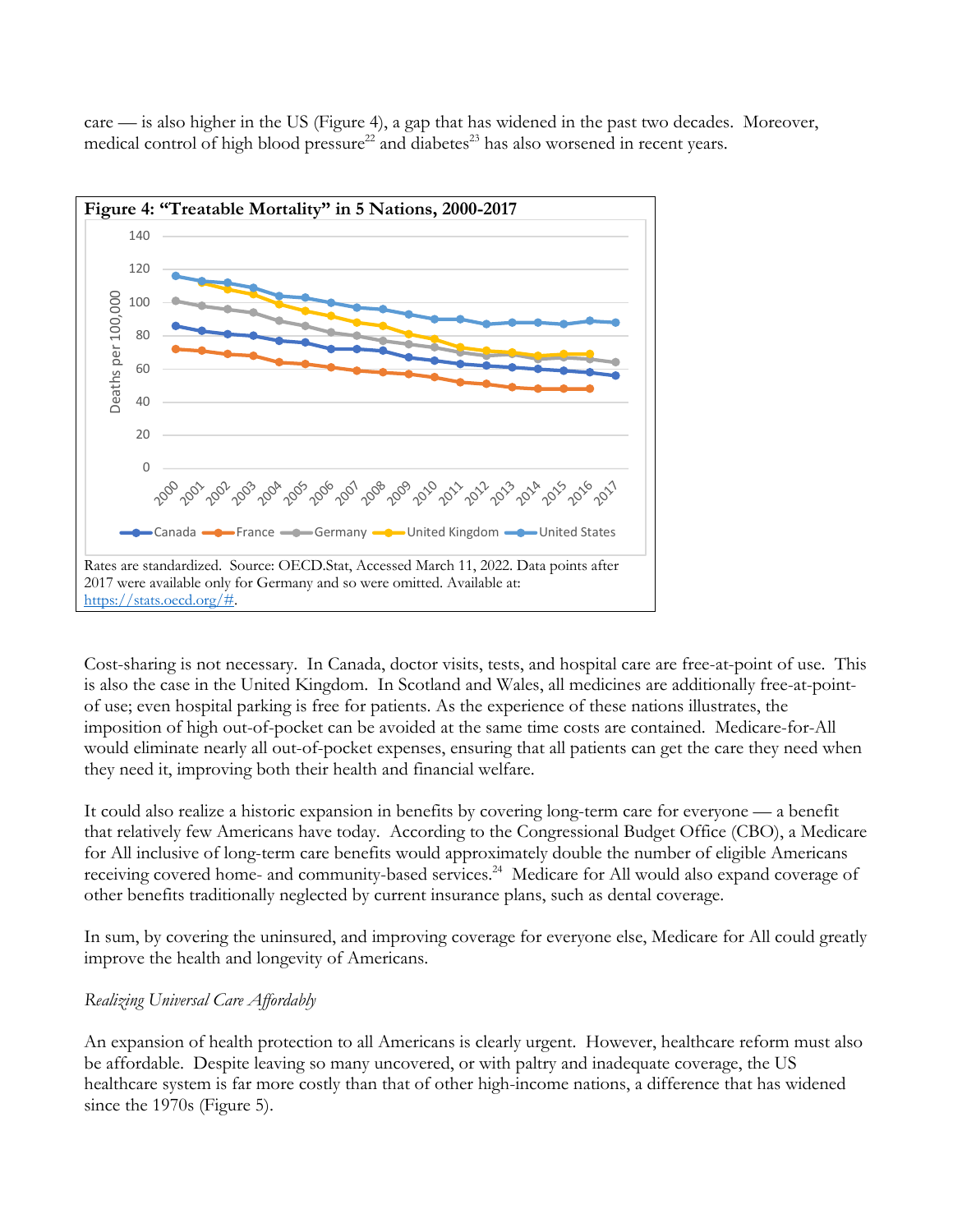care — is also higher in the US (Figure 4), a gap that has widened in the past two decades. Moreover, medical control of high blood pressure[22] and diabetes[23] has also worsened in recent years.

**Figure 4: "Treatable Mortality" in 5 Nations, 2000-2017**

Rates are standardized. Source: OECD.Stat, Accessed March 11, 2022. Data points after 2017 were available only for Germany and so were omitted. Available at: https://stats.oecd.org/#.

Cost-sharing is not necessary. In Canada, doctor visits, tests, and hospital care are free-at-point of use. This is also the case in the United Kingdom. In Scotland and Wales, all medicines are additionally free-at-point-of use; even hospital parking is free for patients. As the experience of these nations illustrates, the imposition of high out-of-pocket can be avoided at the same time costs are contained. Medicare-for-All would eliminate nearly all out-of-pocket expenses, ensuring that all patients can get the care they need when they need it, improving both their health and financial welfare.

It could also realize a historic expansion in benefits by covering long-term care for everyone — a benefit that relatively few Americans have today. According to the Congressional Budget Office (CBO), a Medicare for All inclusive of long-term care benefits would approximately double the number of eligible Americans receiving covered home- and community-based services.[24] Medicare for All would also expand coverage of other benefits traditionally neglected by current insurance plans, such as dental coverage.

In sum, by covering the uninsured, and improving coverage for everyone else, Medicare for All could greatly improve the health and longevity of Americans.

*Realizing Universal Care Affordably*

An expansion of health protection to all Americans is clearly urgent. However, healthcare reform must also be affordable. Despite leaving so many uncovered, or with paltry and inadequate coverage, the US healthcare system is far more costly than that of other high-income nations, a difference that has widened since the 1970s (Figure 5).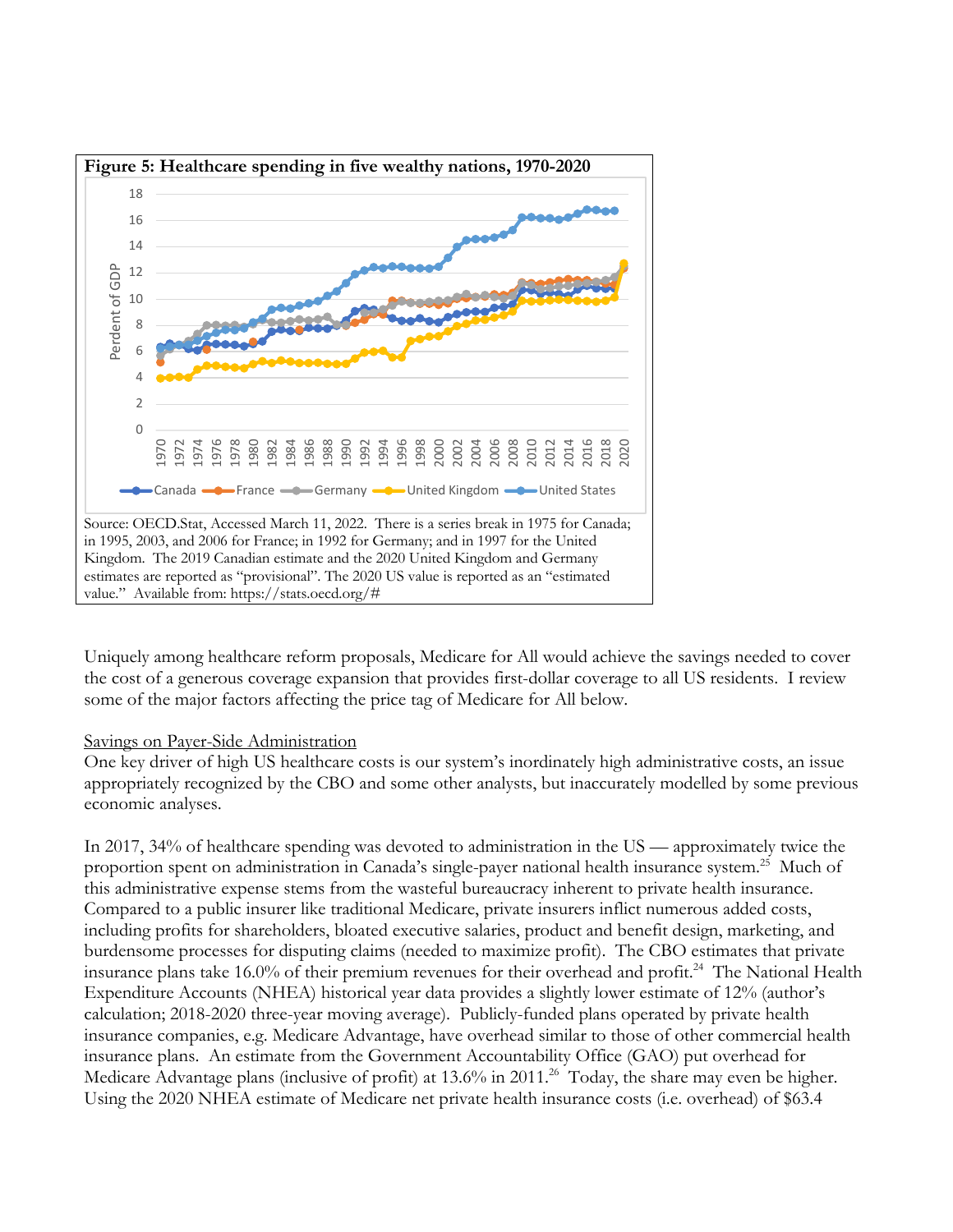**Figure 5: Healthcare spending in five wealthy nations, 1970-2020**

Source: OECD.Stat, Accessed March 11, 2022. There is a series break in 1975 for Canada; in 1995, 2003, and 2006 for France; in 1992 for Germany; and in 1997 for the United Kingdom. The 2019 Canadian estimate and the 2020 United Kingdom and Germany estimates are reported as "provisional". The 2020 US value is reported as an "estimated value." Available from: https://stats.oecd.org/#

Uniquely among healthcare reform proposals, Medicare for All would achieve the savings needed to cover the cost of a generous coverage expansion that provides first-dollar coverage to all US residents. I review some of the major factors affecting the price tag of Medicare for All below.

<u>Savings on Payer-Side Administration</u>

One key driver of high US healthcare costs is our system's inordinately high administrative costs, an issue appropriately recognized by the CBO and some other analysts, but inaccurately modelled by some previous economic analyses.

In 2017, 34% of healthcare spending was devoted to administration in the US — approximately twice the proportion spent on administration in Canada's single-payer national health insurance system.[25] Much of this administrative expense stems from the wasteful bureaucracy inherent to private health insurance. Compared to a public insurer like traditional Medicare, private insurers inflict numerous added costs, including profits for shareholders, bloated executive salaries, product and benefit design, marketing, and burdensome processes for disputing claims (needed to maximize profit). The CBO estimates that private insurance plans take 16.0% of their premium revenues for their overhead and profit.[24] The National Health Expenditure Accounts (NHEA) historical year data provides a slightly lower estimate of 12% (author's calculation; 2018-2020 three-year moving average). Publicly-funded plans operated by private health insurance companies, e.g. Medicare Advantage, have overhead similar to those of other commercial health insurance plans. An estimate from the Government Accountability Office (GAO) put overhead for Medicare Advantage plans (inclusive of profit) at 13.6% in 2011.[26] Today, the share may even be higher. Using the 2020 NHEA estimate of Medicare net private health insurance costs (i.e. overhead) of $63.4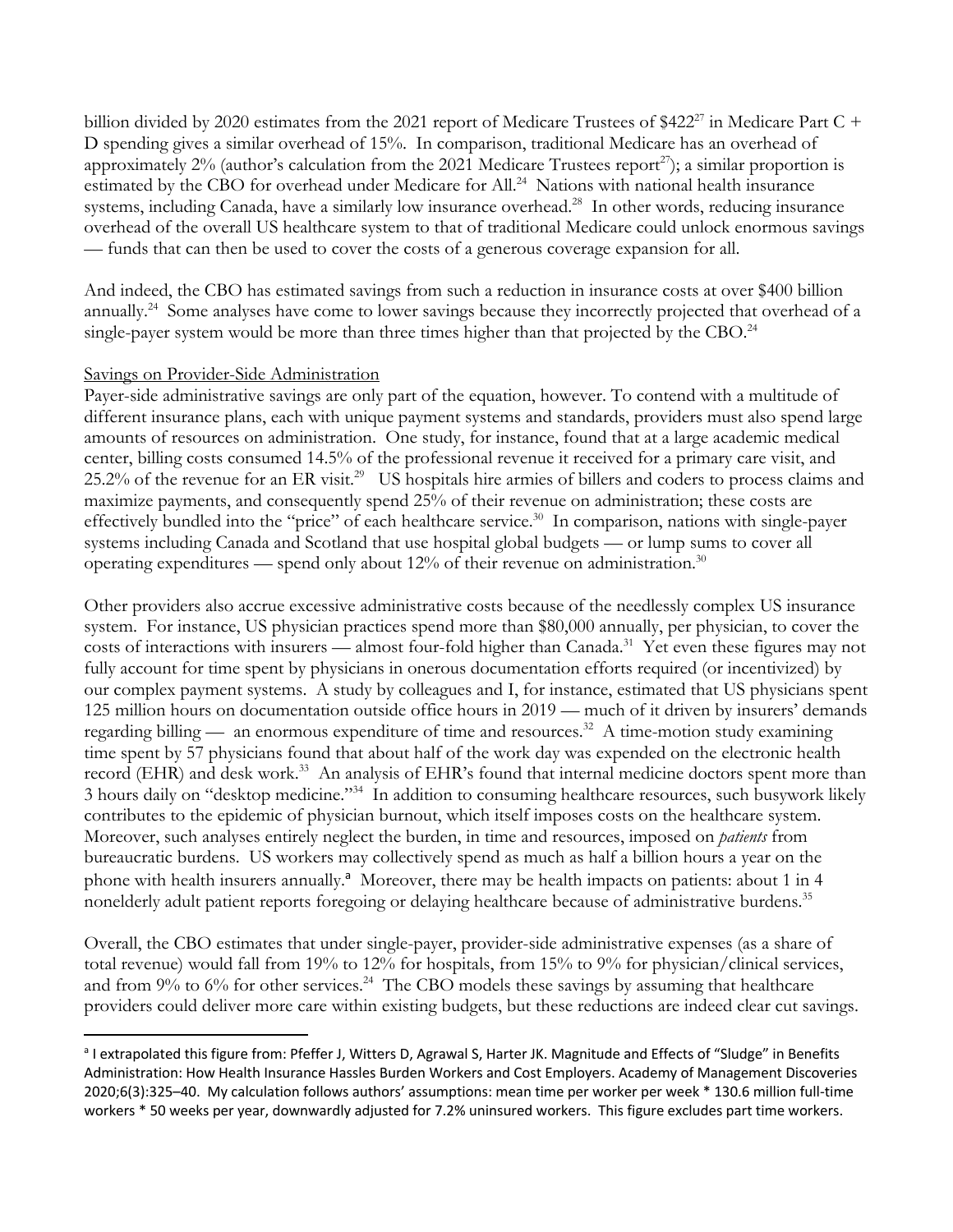billion divided by 2020 estimates from the 2021 report of Medicare Trustees of $422[27] in Medicare Part C + D spending gives a similar overhead of 15%. In comparison, traditional Medicare has an overhead of approximately 2% (author's calculation from the 2021 Medicare Trustees report[27]); a similar proportion is estimated by the CBO for overhead under Medicare for All.[24] Nations with national health insurance systems, including Canada, have a similarly low insurance overhead.[28] In other words, reducing insurance overhead of the overall US healthcare system to that of traditional Medicare could unlock enormous savings — funds that can then be used to cover the costs of a generous coverage expansion for all.

And indeed, the CBO has estimated savings from such a reduction in insurance costs at over $400 billion annually.[24] Some analyses have come to lower savings because they incorrectly projected that overhead of a single-payer system would be more than three times higher than that projected by the CBO.[24]

Savings on Provider-Side Administration

Payer-side administrative savings are only part of the equation, however. To contend with a multitude of different insurance plans, each with unique payment systems and standards, providers must also spend large amounts of resources on administration. One study, for instance, found that at a large academic medical center, billing costs consumed 14.5% of the professional revenue it received for a primary care visit, and 25.2% of the revenue for an ER visit.[29] US hospitals hire armies of billers and coders to process claims and maximize payments, and consequently spend 25% of their revenue on administration; these costs are effectively bundled into the "price" of each healthcare service.[30] In comparison, nations with single-payer systems including Canada and Scotland that use hospital global budgets — or lump sums to cover all operating expenditures — spend only about 12% of their revenue on administration.[30]

Other providers also accrue excessive administrative costs because of the needlessly complex US insurance system. For instance, US physician practices spend more than $80,000 annually, per physician, to cover the costs of interactions with insurers — almost four-fold higher than Canada.[31] Yet even these figures may not fully account for time spent by physicians in onerous documentation efforts required (or incentivized) by our complex payment systems. A study by colleagues and I, for instance, estimated that US physicians spent 125 million hours on documentation outside office hours in 2019 — much of it driven by insurers' demands regarding billing — an enormous expenditure of time and resources.[32] A time-motion study examining time spent by 57 physicians found that about half of the work day was expended on the electronic health record (EHR) and desk work.[33] An analysis of EHR's found that internal medicine doctors spent more than 3 hours daily on "desktop medicine."[34] In addition to consuming healthcare resources, such busywork likely contributes to the epidemic of physician burnout, which itself imposes costs on the healthcare system. Moreover, such analyses entirely neglect the burden, in time and resources, imposed on *patients* from bureaucratic burdens. US workers may collectively spend as much as half a billion hours a year on the phone with health insurers annually.[a] Moreover, there may be health impacts on patients: about 1 in 4 nonelderly adult patient reports foregoing or delaying healthcare because of administrative burdens.[35]

Overall, the CBO estimates that under single-payer, provider-side administrative expenses (as a share of total revenue) would fall from 19% to 12% for hospitals, from 15% to 9% for physician/clinical services, and from 9% to 6% for other services.[24] The CBO models these savings by assuming that healthcare providers could deliver more care within existing budgets, but these reductions are indeed clear cut savings.

[a] I extrapolated this figure from: Pfeffer J, Witters D, Agrawal S, Harter JK. Magnitude and Effects of "Sludge" in Benefits Administration: How Health Insurance Hassles Burden Workers and Cost Employers. Academy of Management Discoveries 2020;6(3):325–40. My calculation follows authors' assumptions: mean time per worker per week * 130.6 million full-time workers * 50 weeks per year, downwardly adjusted for 7.2% uninsured workers. This figure excludes part time workers.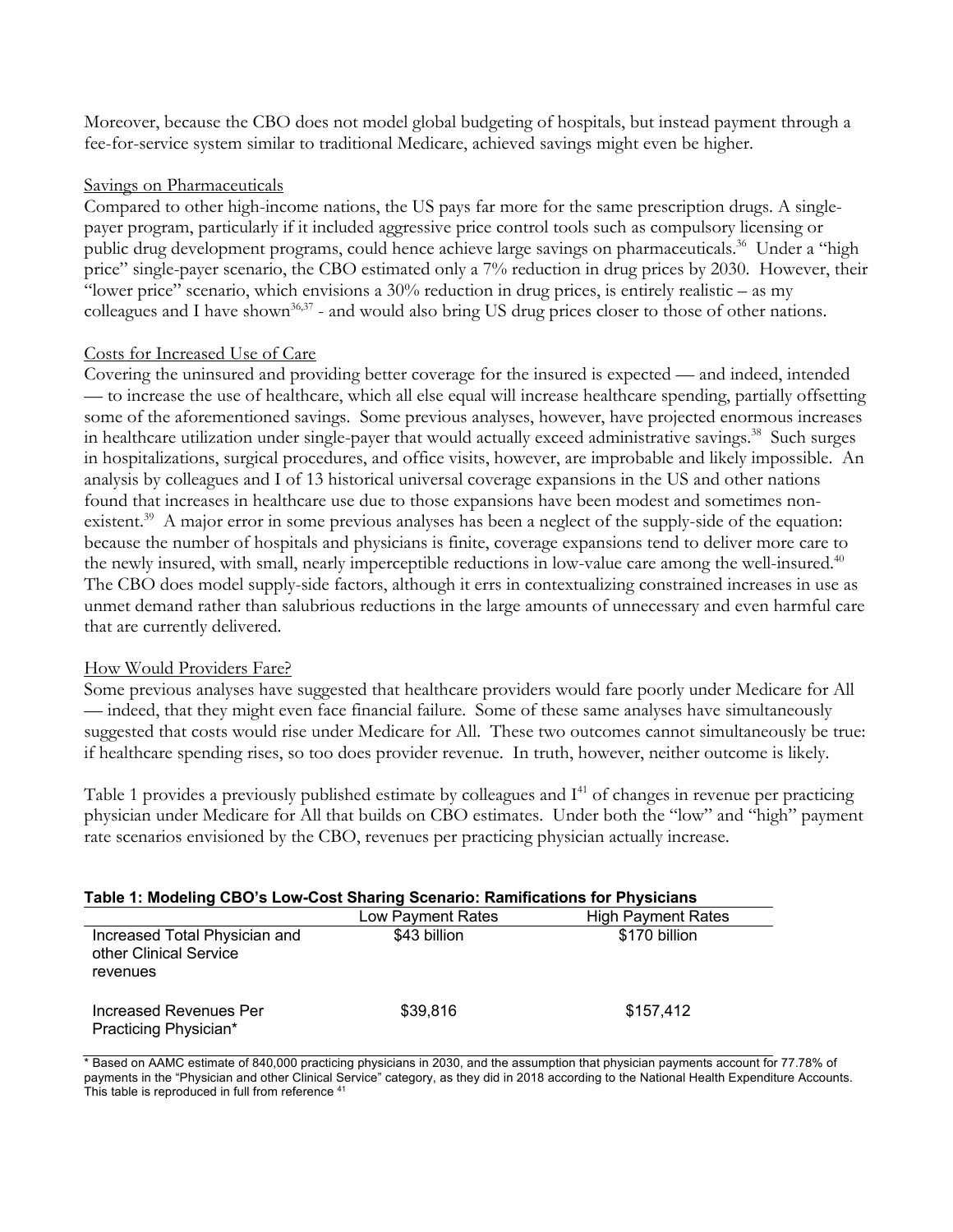Moreover, because the CBO does not model global budgeting of hospitals, but instead payment through a fee-for-service system similar to traditional Medicare, achieved savings might even be higher.

Savings on Pharmaceuticals

Compared to other high-income nations, the US pays far more for the same prescription drugs. A single-payer program, particularly if it included aggressive price control tools such as compulsory licensing or public drug development programs, could hence achieve large savings on pharmaceuticals.[36] Under a "high price" single-payer scenario, the CBO estimated only a 7% reduction in drug prices by 2030. However, their "lower price" scenario, which envisions a 30% reduction in drug prices, is entirely realistic – as my colleagues and I have shown[36,37] - and would also bring US drug prices closer to those of other nations.

Costs for Increased Use of Care

Covering the uninsured and providing better coverage for the insured is expected — and indeed, intended — to increase the use of healthcare, which all else equal will increase healthcare spending, partially offsetting some of the aforementioned savings. Some previous analyses, however, have projected enormous increases in healthcare utilization under single-payer that would actually exceed administrative savings.[38] Such surges in hospitalizations, surgical procedures, and office visits, however, are improbable and likely impossible. An analysis by colleagues and I of 13 historical universal coverage expansions in the US and other nations found that increases in healthcare use due to those expansions have been modest and sometimes non-existent.[39] A major error in some previous analyses has been a neglect of the supply-side of the equation: because the number of hospitals and physicians is finite, coverage expansions tend to deliver more care to the newly insured, with small, nearly imperceptible reductions in low-value care among the well-insured.[40] The CBO does model supply-side factors, although it errs in contextualizing constrained increases in use as unmet demand rather than salubrious reductions in the large amounts of unnecessary and even harmful care that are currently delivered.

How Would Providers Fare?

Some previous analyses have suggested that healthcare providers would fare poorly under Medicare for All — indeed, that they might even face financial failure. Some of these same analyses have simultaneously suggested that costs would rise under Medicare for All. These two outcomes cannot simultaneously be true: if healthcare spending rises, so too does provider revenue. In truth, however, neither outcome is likely.

Table 1 provides a previously published estimate by colleagues and I[41] of changes in revenue per practicing physician under Medicare for All that builds on CBO estimates. Under both the "low" and "high" payment rate scenarios envisioned by the CBO, revenues per practicing physician actually increase.

**Table 1: Modeling CBO's Low-Cost Sharing Scenario: Ramifications for Physicians**

| | Low Payment Rates | High Payment Rates |
|---|---|---|
| Increased Total Physician and other Clinical Service revenues | $43 billion | $170 billion |
| Increased Revenues Per Practicing Physician* | $39,816 | $157,412 |

* Based on AAMC estimate of 840,000 practicing physicians in 2030, and the assumption that physician payments account for 77.78% of payments in the "Physician and other Clinical Service" category, as they did in 2018 according to the National Health Expenditure Accounts. This table is reproduced in full from reference [41]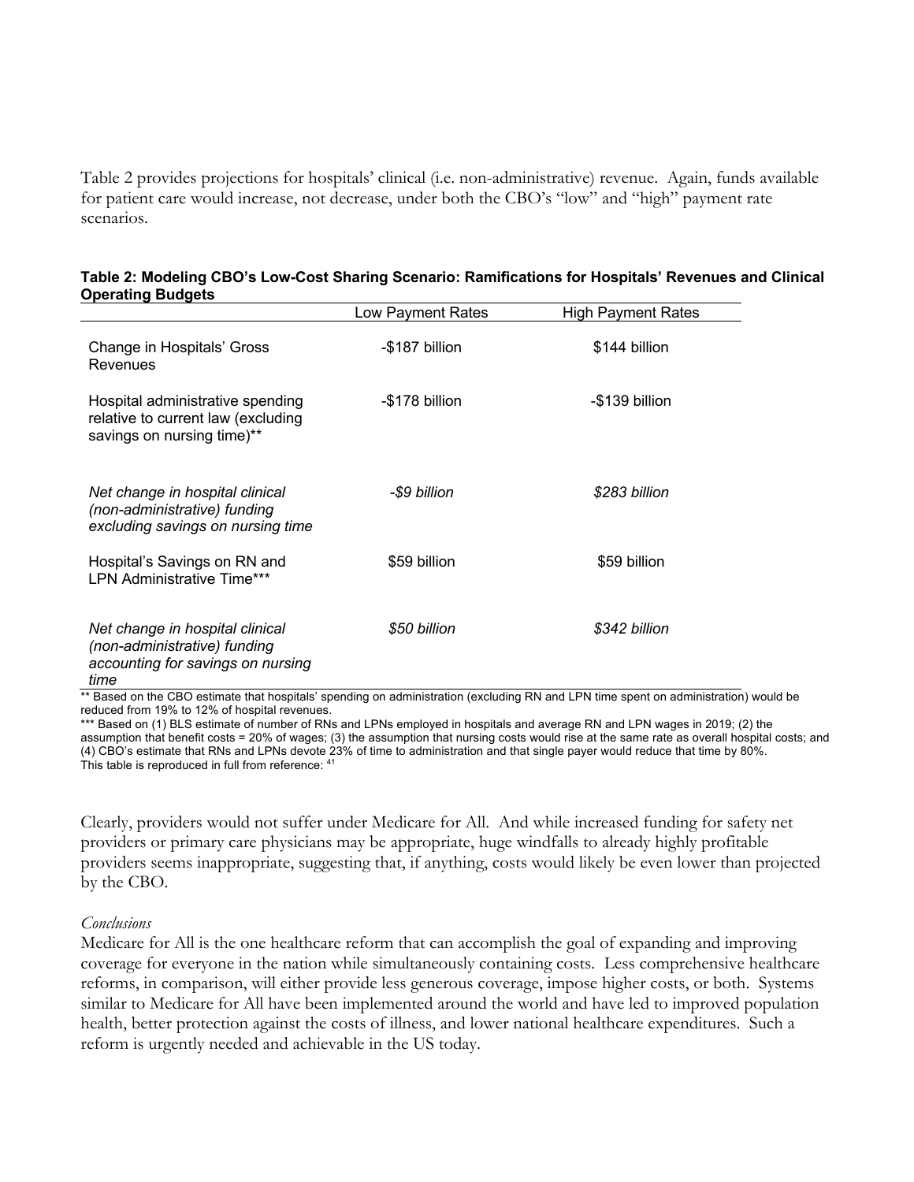Table 2 provides projections for hospitals' clinical (i.e. non-administrative) revenue. Again, funds available for patient care would increase, not decrease, under both the CBO's "low" and "high" payment rate scenarios.

**Table 2: Modeling CBO's Low-Cost Sharing Scenario: Ramifications for Hospitals' Revenues and Clinical Operating Budgets**

| | Low Payment Rates | High Payment Rates |
|---|---|---|
| Change in Hospitals' Gross Revenues | -$187 billion | $144 billion |
| Hospital administrative spending relative to current law (excluding savings on nursing time)** | -$178 billion | -$139 billion |
| *Net change in hospital clinical (non-administrative) funding excluding savings on nursing time* | *-$9 billion* | *$283 billion* |
| Hospital's Savings on RN and LPN Administrative Time*** | $59 billion | $59 billion |
| *Net change in hospital clinical (non-administrative) funding accounting for savings on nursing time* | *$50 billion* | *$342 billion* |

** Based on the CBO estimate that hospitals' spending on administration (excluding RN and LPN time spent on administration) would be reduced from 19% to 12% of hospital revenues.
*** Based on (1) BLS estimate of number of RNs and LPNs employed in hospitals and average RN and LPN wages in 2019; (2) the assumption that benefit costs = 20% of wages; (3) the assumption that nursing costs would rise at the same rate as overall hospital costs; and (4) CBO's estimate that RNs and LPNs devote 23% of time to administration and that single payer would reduce that time by 80%.
This table is reproduced in full from reference: [41]

Clearly, providers would not suffer under Medicare for All. And while increased funding for safety net providers or primary care physicians may be appropriate, huge windfalls to already highly profitable providers seems inappropriate, suggesting that, if anything, costs would likely be even lower than projected by the CBO.

*Conclusions*

Medicare for All is the one healthcare reform that can accomplish the goal of expanding and improving coverage for everyone in the nation while simultaneously containing costs. Less comprehensive healthcare reforms, in comparison, will either provide less generous coverage, impose higher costs, or both. Systems similar to Medicare for All have been implemented around the world and have led to improved population health, better protection against the costs of illness, and lower national healthcare expenditures. Such a reform is urgently needed and achievable in the US today.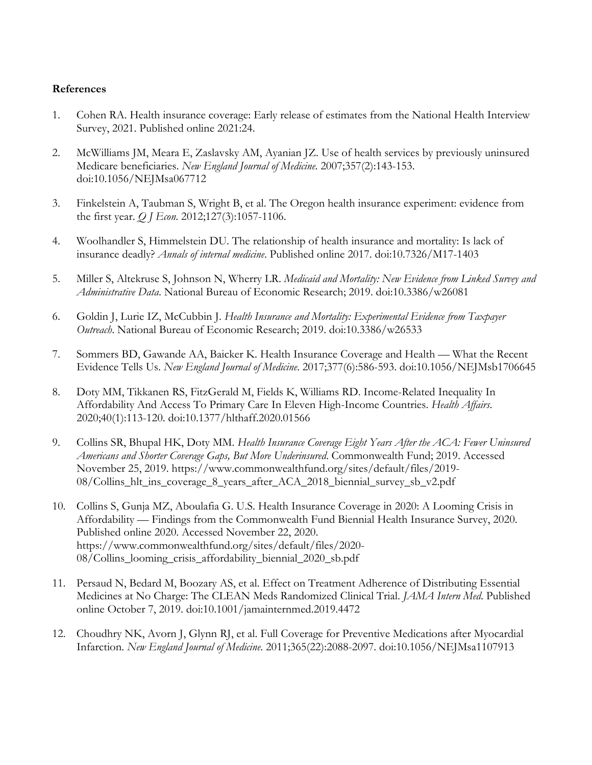**References**

1. Cohen RA. Health insurance coverage: Early release of estimates from the National Health Interview Survey, 2021. Published online 2021:24.

2. McWilliams JM, Meara E, Zaslavsky AM, Ayanian JZ. Use of health services by previously uninsured Medicare beneficiaries. *New England Journal of Medicine*. 2007;357(2):143-153. doi:10.1056/NEJMsa067712

3. Finkelstein A, Taubman S, Wright B, et al. The Oregon health insurance experiment: evidence from the first year. *Q J Econ*. 2012;127(3):1057-1106.

4. Woolhandler S, Himmelstein DU. The relationship of health insurance and mortality: Is lack of insurance deadly? *Annals of internal medicine*. Published online 2017. doi:10.7326/M17-1403

5. Miller S, Altekruse S, Johnson N, Wherry LR. *Medicaid and Mortality: New Evidence from Linked Survey and Administrative Data*. National Bureau of Economic Research; 2019. doi:10.3386/w26081

6. Goldin J, Lurie IZ, McCubbin J. *Health Insurance and Mortality: Experimental Evidence from Taxpayer Outreach*. National Bureau of Economic Research; 2019. doi:10.3386/w26533

7. Sommers BD, Gawande AA, Baicker K. Health Insurance Coverage and Health — What the Recent Evidence Tells Us. *New England Journal of Medicine*. 2017;377(6):586-593. doi:10.1056/NEJMsb1706645

8. Doty MM, Tikkanen RS, FitzGerald M, Fields K, Williams RD. Income-Related Inequality In Affordability And Access To Primary Care In Eleven High-Income Countries. *Health Affairs*. 2020;40(1):113-120. doi:10.1377/hlthaff.2020.01566

9. Collins SR, Bhupal HK, Doty MM. *Health Insurance Coverage Eight Years After the ACA: Fewer Uninsured Americans and Shorter Coverage Gaps, But More Underinsured*. Commonwealth Fund; 2019. Accessed November 25, 2019. https://www.commonwealthfund.org/sites/default/files/2019-08/Collins_hlt_ins_coverage_8_years_after_ACA_2018_biennial_survey_sb_v2.pdf

10. Collins S, Gunja MZ, Aboulafia G. U.S. Health Insurance Coverage in 2020: A Looming Crisis in Affordability — Findings from the Commonwealth Fund Biennial Health Insurance Survey, 2020. Published online 2020. Accessed November 22, 2020. https://www.commonwealthfund.org/sites/default/files/2020-08/Collins_looming_crisis_affordability_biennial_2020_sb.pdf

11. Persaud N, Bedard M, Boozary AS, et al. Effect on Treatment Adherence of Distributing Essential Medicines at No Charge: The CLEAN Meds Randomized Clinical Trial. *JAMA Intern Med*. Published online October 7, 2019. doi:10.1001/jamainternmed.2019.4472

12. Choudhry NK, Avorn J, Glynn RJ, et al. Full Coverage for Preventive Medications after Myocardial Infarction. *New England Journal of Medicine*. 2011;365(22):2088-2097. doi:10.1056/NEJMsa1107913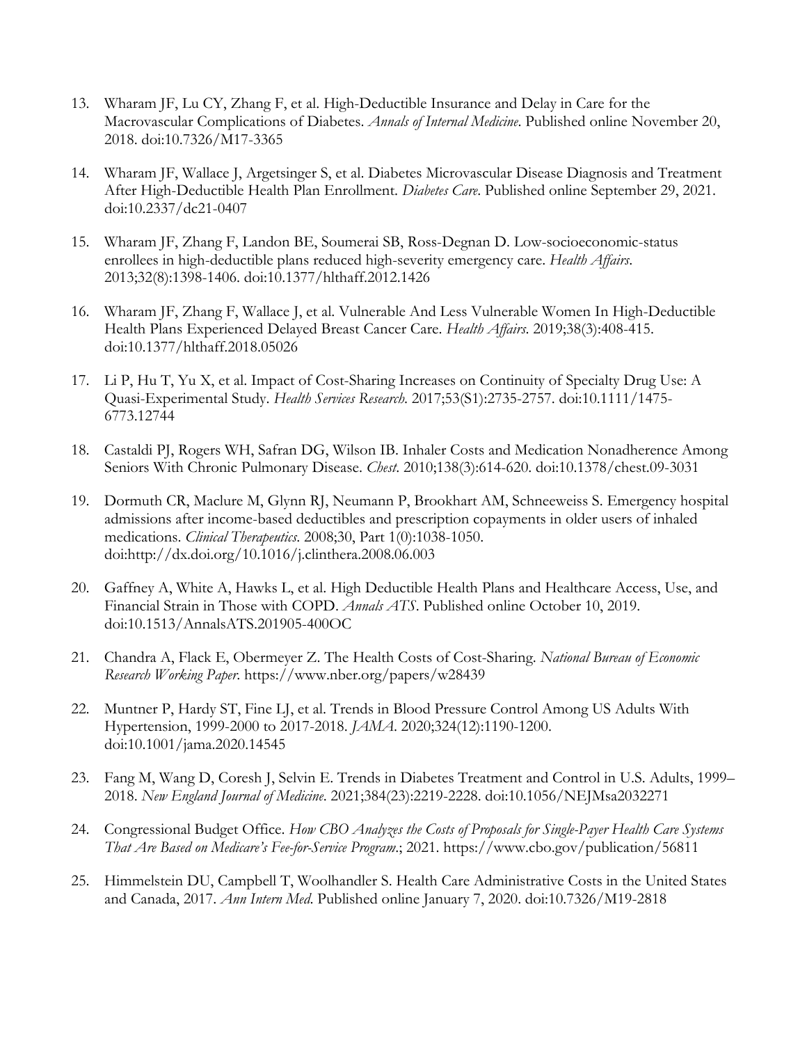13. Wharam JF, Lu CY, Zhang F, et al. High-Deductible Insurance and Delay in Care for the Macrovascular Complications of Diabetes. *Annals of Internal Medicine*. Published online November 20, 2018. doi:10.7326/M17-3365

14. Wharam JF, Wallace J, Argetsinger S, et al. Diabetes Microvascular Disease Diagnosis and Treatment After High-Deductible Health Plan Enrollment. *Diabetes Care*. Published online September 29, 2021. doi:10.2337/dc21-0407

15. Wharam JF, Zhang F, Landon BE, Soumerai SB, Ross-Degnan D. Low-socioeconomic-status enrollees in high-deductible plans reduced high-severity emergency care. *Health Affairs*. 2013;32(8):1398-1406. doi:10.1377/hlthaff.2012.1426

16. Wharam JF, Zhang F, Wallace J, et al. Vulnerable And Less Vulnerable Women In High-Deductible Health Plans Experienced Delayed Breast Cancer Care. *Health Affairs*. 2019;38(3):408-415. doi:10.1377/hlthaff.2018.05026

17. Li P, Hu T, Yu X, et al. Impact of Cost-Sharing Increases on Continuity of Specialty Drug Use: A Quasi-Experimental Study. *Health Services Research*. 2017;53(S1):2735-2757. doi:10.1111/1475-6773.12744

18. Castaldi PJ, Rogers WH, Safran DG, Wilson IB. Inhaler Costs and Medication Nonadherence Among Seniors With Chronic Pulmonary Disease. *Chest*. 2010;138(3):614-620. doi:10.1378/chest.09-3031

19. Dormuth CR, Maclure M, Glynn RJ, Neumann P, Brookhart AM, Schneeweiss S. Emergency hospital admissions after income-based deductibles and prescription copayments in older users of inhaled medications. *Clinical Therapeutics*. 2008;30, Part 1(0):1038-1050. doi:http://dx.doi.org/10.1016/j.clinthera.2008.06.003

20. Gaffney A, White A, Hawks L, et al. High Deductible Health Plans and Healthcare Access, Use, and Financial Strain in Those with COPD. *Annals ATS*. Published online October 10, 2019. doi:10.1513/AnnalsATS.201905-400OC

21. Chandra A, Flack E, Obermeyer Z. The Health Costs of Cost-Sharing. *National Bureau of Economic Research Working Paper*. https://www.nber.org/papers/w28439

22. Muntner P, Hardy ST, Fine LJ, et al. Trends in Blood Pressure Control Among US Adults With Hypertension, 1999-2000 to 2017-2018. *JAMA*. 2020;324(12):1190-1200. doi:10.1001/jama.2020.14545

23. Fang M, Wang D, Coresh J, Selvin E. Trends in Diabetes Treatment and Control in U.S. Adults, 1999–2018. *New England Journal of Medicine*. 2021;384(23):2219-2228. doi:10.1056/NEJMsa2032271

24. Congressional Budget Office. *How CBO Analyzes the Costs of Proposals for Single-Payer Health Care Systems That Are Based on Medicare's Fee-for-Service Program*.; 2021. https://www.cbo.gov/publication/56811

25. Himmelstein DU, Campbell T, Woolhandler S. Health Care Administrative Costs in the United States and Canada, 2017. *Ann Intern Med*. Published online January 7, 2020. doi:10.7326/M19-2818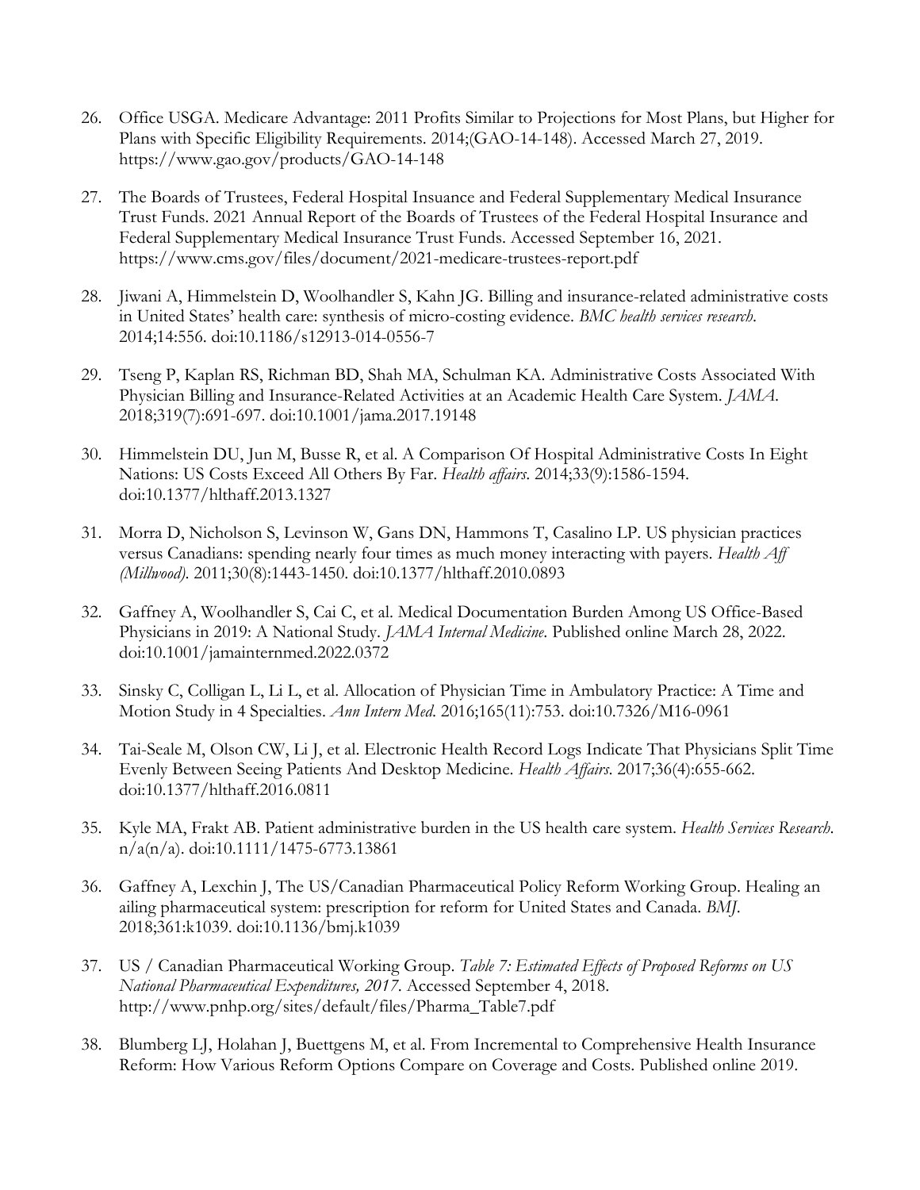26. Office USGA. Medicare Advantage: 2011 Profits Similar to Projections for Most Plans, but Higher for Plans with Specific Eligibility Requirements. 2014;(GAO-14-148). Accessed March 27, 2019. https://www.gao.gov/products/GAO-14-148

27. The Boards of Trustees, Federal Hospital Insuance and Federal Supplementary Medical Insurance Trust Funds. 2021 Annual Report of the Boards of Trustees of the Federal Hospital Insurance and Federal Supplementary Medical Insurance Trust Funds. Accessed September 16, 2021. https://www.cms.gov/files/document/2021-medicare-trustees-report.pdf

28. Jiwani A, Himmelstein D, Woolhandler S, Kahn JG. Billing and insurance-related administrative costs in United States' health care: synthesis of micro-costing evidence. *BMC health services research*. 2014;14:556. doi:10.1186/s12913-014-0556-7

29. Tseng P, Kaplan RS, Richman BD, Shah MA, Schulman KA. Administrative Costs Associated With Physician Billing and Insurance-Related Activities at an Academic Health Care System. *JAMA*. 2018;319(7):691-697. doi:10.1001/jama.2017.19148

30. Himmelstein DU, Jun M, Busse R, et al. A Comparison Of Hospital Administrative Costs In Eight Nations: US Costs Exceed All Others By Far. *Health affairs*. 2014;33(9):1586-1594. doi:10.1377/hlthaff.2013.1327

31. Morra D, Nicholson S, Levinson W, Gans DN, Hammons T, Casalino LP. US physician practices versus Canadians: spending nearly four times as much money interacting with payers. *Health Aff (Millwood)*. 2011;30(8):1443-1450. doi:10.1377/hlthaff.2010.0893

32. Gaffney A, Woolhandler S, Cai C, et al. Medical Documentation Burden Among US Office-Based Physicians in 2019: A National Study. *JAMA Internal Medicine*. Published online March 28, 2022. doi:10.1001/jamainternmed.2022.0372

33. Sinsky C, Colligan L, Li L, et al. Allocation of Physician Time in Ambulatory Practice: A Time and Motion Study in 4 Specialties. *Ann Intern Med*. 2016;165(11):753. doi:10.7326/M16-0961

34. Tai-Seale M, Olson CW, Li J, et al. Electronic Health Record Logs Indicate That Physicians Split Time Evenly Between Seeing Patients And Desktop Medicine. *Health Affairs*. 2017;36(4):655-662. doi:10.1377/hlthaff.2016.0811

35. Kyle MA, Frakt AB. Patient administrative burden in the US health care system. *Health Services Research*. n/a(n/a). doi:10.1111/1475-6773.13861

36. Gaffney A, Lexchin J, The US/Canadian Pharmaceutical Policy Reform Working Group. Healing an ailing pharmaceutical system: prescription for reform for United States and Canada. *BMJ*. 2018;361:k1039. doi:10.1136/bmj.k1039

37. US / Canadian Pharmaceutical Working Group. *Table 7: Estimated Effects of Proposed Reforms on US National Pharmaceutical Expenditures, 2017*. Accessed September 4, 2018. http://www.pnhp.org/sites/default/files/Pharma_Table7.pdf

38. Blumberg LJ, Holahan J, Buettgens M, et al. From Incremental to Comprehensive Health Insurance Reform: How Various Reform Options Compare on Coverage and Costs. Published online 2019.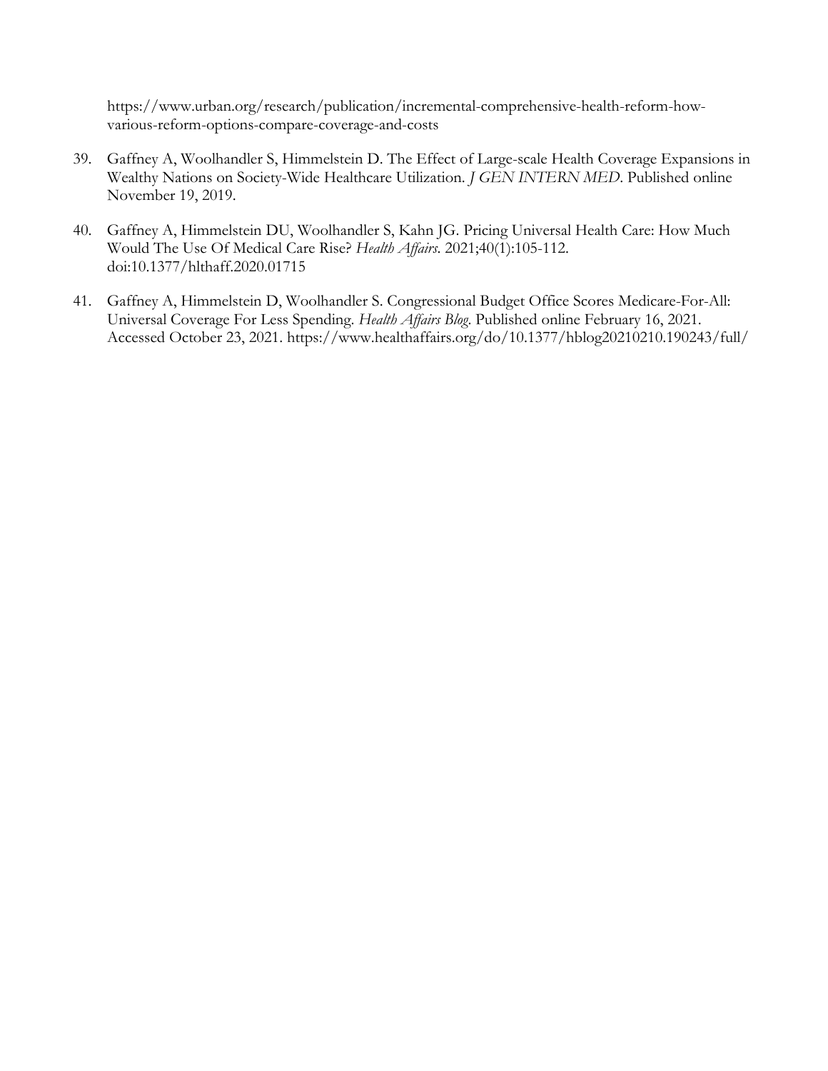https://www.urban.org/research/publication/incremental-comprehensive-health-reform-how-various-reform-options-compare-coverage-and-costs

39. Gaffney A, Woolhandler S, Himmelstein D. The Effect of Large-scale Health Coverage Expansions in Wealthy Nations on Society-Wide Healthcare Utilization. *J GEN INTERN MED*. Published online November 19, 2019.

40. Gaffney A, Himmelstein DU, Woolhandler S, Kahn JG. Pricing Universal Health Care: How Much Would The Use Of Medical Care Rise? *Health Affairs*. 2021;40(1):105-112. doi:10.1377/hlthaff.2020.01715

41. Gaffney A, Himmelstein D, Woolhandler S. Congressional Budget Office Scores Medicare-For-All: Universal Coverage For Less Spending. *Health Affairs Blog*. Published online February 16, 2021. Accessed October 23, 2021. https://www.healthaffairs.org/do/10.1377/hblog20210210.190243/full/